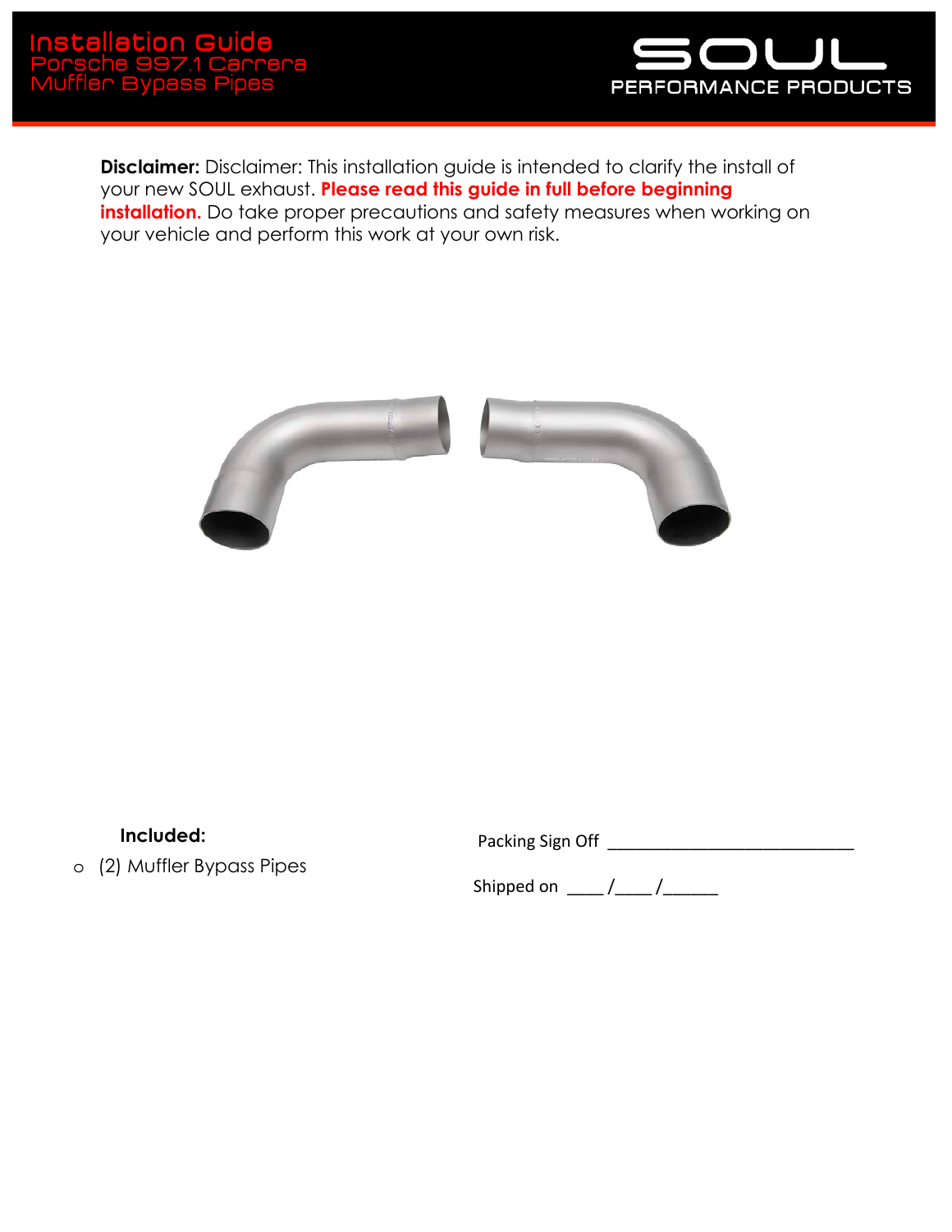# Installation Guide

## Porsche 997.1 Carrera Muffler Bypass Pipes

SOUL PERFORMANCE PRODUCTS

**Disclaimer:** Disclaimer: This installation guide is intended to clarify the install of your new SOUL exhaust. **Please read this guide in full before beginning installation.** Do take proper precautions and safety measures when working on your vehicle and perform this work at your own risk.

**Included:**

- (2) Muffler Bypass Pipes

Packing Sign Off ___________________________

Shipped on ____/____/______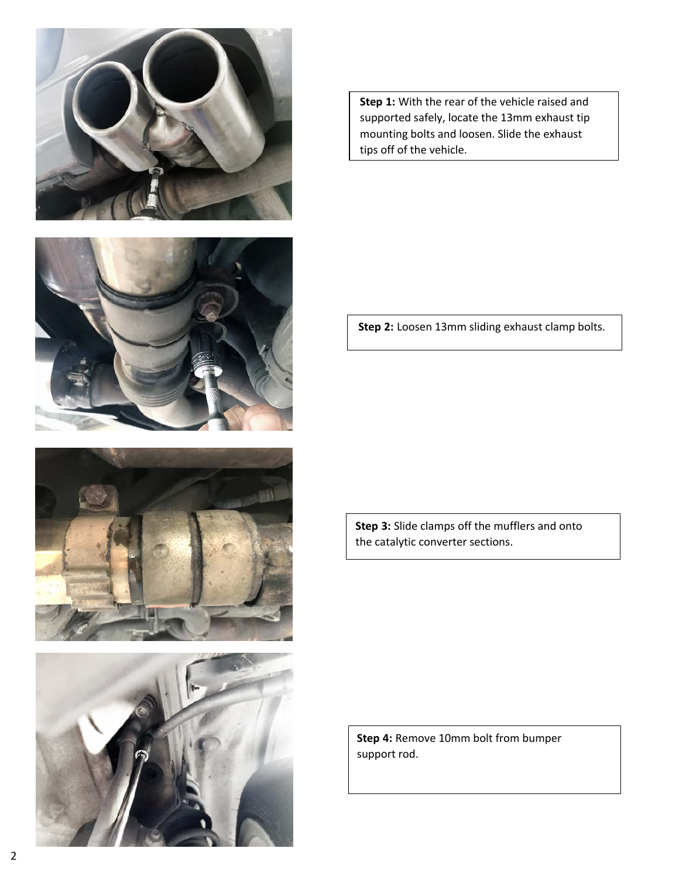**Step 1:** With the rear of the vehicle raised and supported safely, locate the 13mm exhaust tip mounting bolts and loosen. Slide the exhaust tips off of the vehicle.

**Step 2:** Loosen 13mm sliding exhaust clamp bolts.

**Step 3:** Slide clamps off the mufflers and onto the catalytic converter sections.

**Step 4:** Remove 10mm bolt from bumper support rod.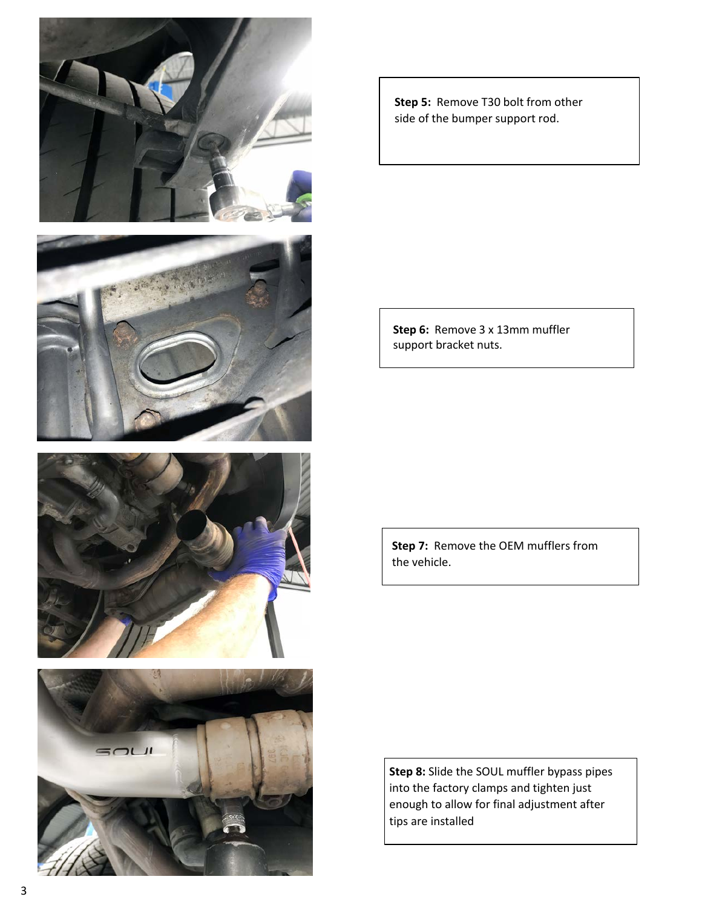**Step 5:** Remove T30 bolt from other side of the bumper support rod.

**Step 6:** Remove 3 x 13mm muffler support bracket nuts.

**Step 7:** Remove the OEM mufflers from the vehicle.

**Step 8:** Slide the SOUL muffler bypass pipes into the factory clamps and tighten just enough to allow for final adjustment after tips are installed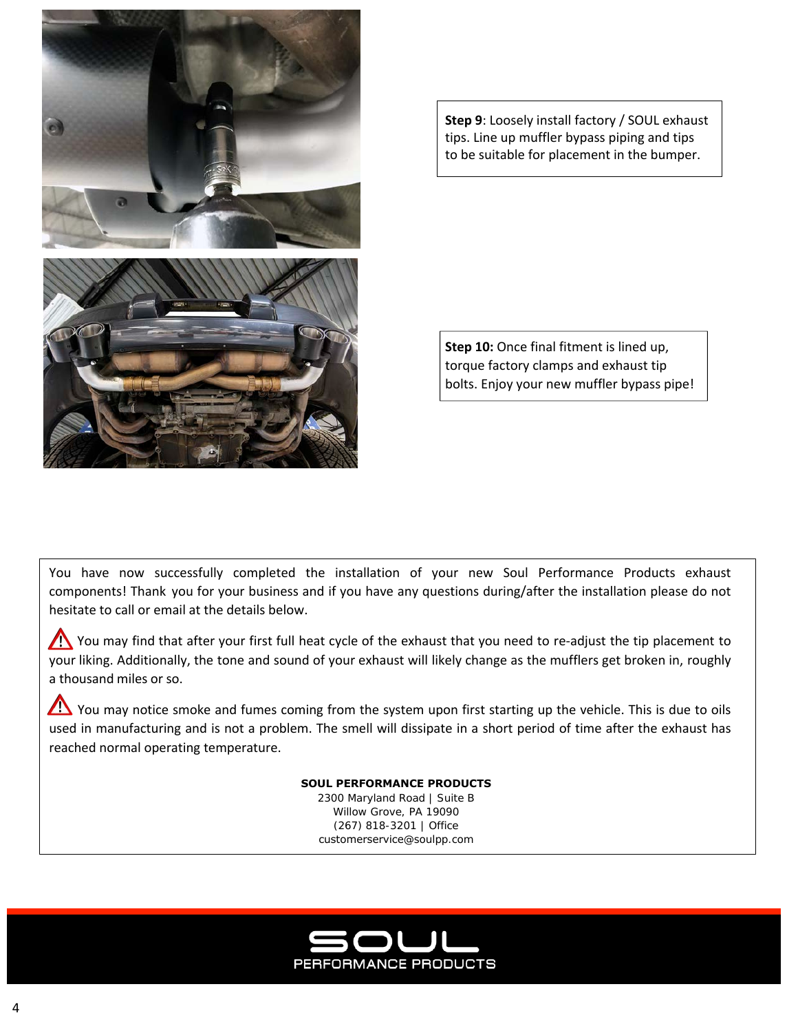**Step 9**: Loosely install factory / SOUL exhaust tips. Line up muffler bypass piping and tips to be suitable for placement in the bumper.

**Step 10:** Once final fitment is lined up, torque factory clamps and exhaust tip bolts. Enjoy your new muffler bypass pipe!

You have now successfully completed the installation of your new Soul Performance Products exhaust components! Thank you for your business and if you have any questions during/after the installation please do not hesitate to call or email at the details below.

⚠ You may find that after your first full heat cycle of the exhaust that you need to re-adjust the tip placement to your liking. Additionally, the tone and sound of your exhaust will likely change as the mufflers get broken in, roughly a thousand miles or so.

⚠ You may notice smoke and fumes coming from the system upon first starting up the vehicle. This is due to oils used in manufacturing and is not a problem. The smell will dissipate in a short period of time after the exhaust has reached normal operating temperature.

**SOUL PERFORMANCE PRODUCTS**
2300 Maryland Road | Suite B
Willow Grove, PA 19090
(267) 818-3201 | Office
customerservice@soulpp.com

SOUL
PERFORMANCE PRODUCTS